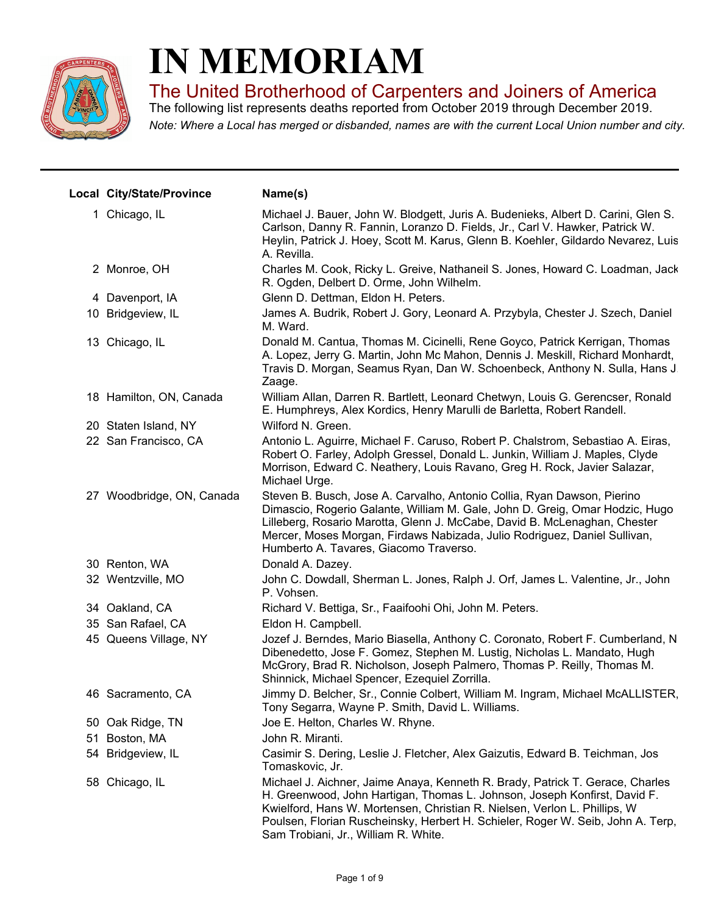# IN MEMORIAM

## The United Brotherhood of Carpenters and Joiners of America

The following list represents deaths reported from October 2019 through December 2019.

*Note: Where a Local has merged or disbanded, names are with the current Local Union number and city.*

| Local | City/State/Province | Name(s) |
|---|---|---|
| 1 | Chicago, IL | Michael J. Bauer, John W. Blodgett, Juris A. Budenieks, Albert D. Carini, Glen S. Carlson, Danny R. Fannin, Loranzo D. Fields, Jr., Carl V. Hawker, Patrick W. Heylin, Patrick J. Hoey, Scott M. Karus, Glenn B. Koehler, Gildardo Nevarez, Luis A. Revilla. |
| 2 | Monroe, OH | Charles M. Cook, Ricky L. Greive, Nathaneil S. Jones, Howard C. Loadman, Jack R. Ogden, Delbert D. Orme, John Wilhelm. |
| 4 | Davenport, IA | Glenn D. Dettman, Eldon H. Peters. |
| 10 | Bridgeview, IL | James A. Budrik, Robert J. Gory, Leonard A. Przybyla, Chester J. Szech, Daniel M. Ward. |
| 13 | Chicago, IL | Donald M. Cantua, Thomas M. Cicinelli, Rene Goyco, Patrick Kerrigan, Thomas A. Lopez, Jerry G. Martin, John Mc Mahon, Dennis J. Meskill, Richard Monhardt, Travis D. Morgan, Seamus Ryan, Dan W. Schoenbeck, Anthony N. Sulla, Hans J. Zaage. |
| 18 | Hamilton, ON, Canada | William Allan, Darren R. Bartlett, Leonard Chetwyn, Louis G. Gerencser, Ronald E. Humphreys, Alex Kordics, Henry Marulli de Barletta, Robert Randell. |
| 20 | Staten Island, NY | Wilford N. Green. |
| 22 | San Francisco, CA | Antonio L. Aguirre, Michael F. Caruso, Robert P. Chalstrom, Sebastiao A. Eiras, Robert O. Farley, Adolph Gressel, Donald L. Junkin, William J. Maples, Clyde Morrison, Edward C. Neathery, Louis Ravano, Greg H. Rock, Javier Salazar, Michael Urge. |
| 27 | Woodbridge, ON, Canada | Steven B. Busch, Jose A. Carvalho, Antonio Collia, Ryan Dawson, Pierino Dimascio, Rogerio Galante, William M. Gale, John D. Greig, Omar Hodzic, Hugo Lilleberg, Rosario Marotta, Glenn J. McCabe, David B. McLenaghan, Chester Mercer, Moses Morgan, Firdaws Nabizada, Julio Rodriguez, Daniel Sullivan, Humberto A. Tavares, Giacomo Traverso. |
| 30 | Renton, WA | Donald A. Dazey. |
| 32 | Wentzville, MO | John C. Dowdall, Sherman L. Jones, Ralph J. Orf, James L. Valentine, Jr., John P. Vohsen. |
| 34 | Oakland, CA | Richard V. Bettiga, Sr., Faaifoohi Ohi, John M. Peters. |
| 35 | San Rafael, CA | Eldon H. Campbell. |
| 45 | Queens Village, NY | Jozef J. Berndes, Mario Biasella, Anthony C. Coronato, Robert F. Cumberland, N Dibenedetto, Jose F. Gomez, Stephen M. Lustig, Nicholas L. Mandato, Hugh McGrory, Brad R. Nicholson, Joseph Palmero, Thomas P. Reilly, Thomas M. Shinnick, Michael Spencer, Ezequiel Zorrilla. |
| 46 | Sacramento, CA | Jimmy D. Belcher, Sr., Connie Colbert, William M. Ingram, Michael McALLISTER, Tony Segarra, Wayne P. Smith, David L. Williams. |
| 50 | Oak Ridge, TN | Joe E. Helton, Charles W. Rhyne. |
| 51 | Boston, MA | John R. Miranti. |
| 54 | Bridgeview, IL | Casimir S. Dering, Leslie J. Fletcher, Alex Gaizutis, Edward B. Teichman, Jos Tomaskovic, Jr. |
| 58 | Chicago, IL | Michael J. Aichner, Jaime Anaya, Kenneth R. Brady, Patrick T. Gerace, Charles H. Greenwood, John Hartigan, Thomas L. Johnson, Joseph Konfirst, David F. Kwielford, Hans W. Mortensen, Christian R. Nielsen, Verlon L. Phillips, W Poulsen, Florian Ruscheinsky, Herbert H. Schieler, Roger W. Seib, John A. Terp, Sam Trobiani, Jr., William R. White. |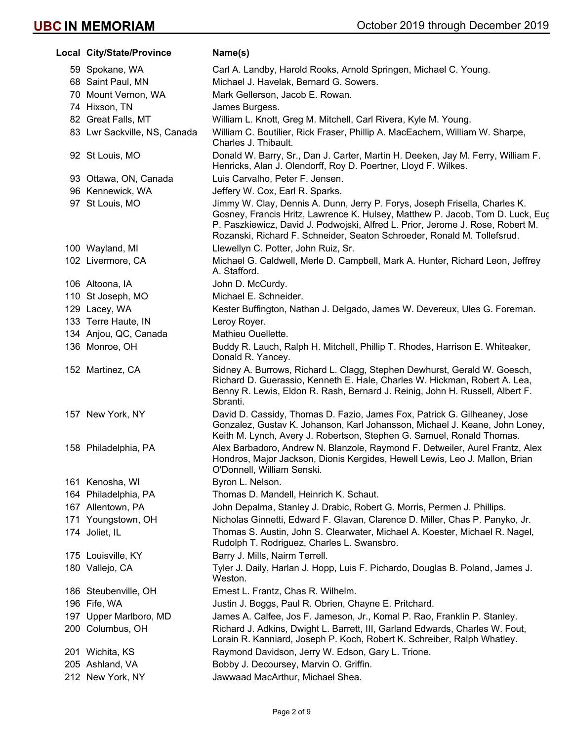# UBC IN MEMORIAM

October 2019 through December 2019

| Local | City/State/Province | Name(s) |
|---|---|---|
| 59 | Spokane, WA | Carl A. Landby, Harold Rooks, Arnold Springen, Michael C. Young. |
| 68 | Saint Paul, MN | Michael J. Havelak, Bernard G. Sowers. |
| 70 | Mount Vernon, WA | Mark Gellerson, Jacob E. Rowan. |
| 74 | Hixson, TN | James Burgess. |
| 82 | Great Falls, MT | William L. Knott, Greg M. Mitchell, Carl Rivera, Kyle M. Young. |
| 83 | Lwr Sackville, NS, Canada | William C. Boutilier, Rick Fraser, Phillip A. MacEachern, William W. Sharpe, Charles J. Thibault. |
| 92 | St Louis, MO | Donald W. Barry, Sr., Dan J. Carter, Martin H. Deeken, Jay M. Ferry, William F. Henricks, Alan J. Olendorff, Roy D. Poertner, Lloyd F. Wilkes. |
| 93 | Ottawa, ON, Canada | Luis Carvalho, Peter F. Jensen. |
| 96 | Kennewick, WA | Jeffery W. Cox, Earl R. Sparks. |
| 97 | St Louis, MO | Jimmy W. Clay, Dennis A. Dunn, Jerry P. Forys, Joseph Frisella, Charles K. Gosney, Francis Hritz, Lawrence K. Hulsey, Matthew P. Jacob, Tom D. Luck, Eug P. Paszkiewicz, David J. Podwojski, Alfred L. Prior, Jerome J. Rose, Robert M. Rozanski, Richard F. Schneider, Seaton Schroeder, Ronald M. Tollefsrud. |
| 100 | Wayland, MI | Llewellyn C. Potter, John Ruiz, Sr. |
| 102 | Livermore, CA | Michael G. Caldwell, Merle D. Campbell, Mark A. Hunter, Richard Leon, Jeffrey A. Stafford. |
| 106 | Altoona, IA | John D. McCurdy. |
| 110 | St Joseph, MO | Michael E. Schneider. |
| 129 | Lacey, WA | Kester Buffington, Nathan J. Delgado, James W. Devereux, Ules G. Foreman. |
| 133 | Terre Haute, IN | Leroy Royer. |
| 134 | Anjou, QC, Canada | Mathieu Ouellette. |
| 136 | Monroe, OH | Buddy R. Lauch, Ralph H. Mitchell, Phillip T. Rhodes, Harrison E. Whiteaker, Donald R. Yancey. |
| 152 | Martinez, CA | Sidney A. Burrows, Richard L. Clagg, Stephen Dewhurst, Gerald W. Goesch, Richard D. Guerassio, Kenneth E. Hale, Charles W. Hickman, Robert A. Lea, Benny R. Lewis, Eldon R. Rash, Bernard J. Reinig, John H. Russell, Albert F. Sbranti. |
| 157 | New York, NY | David D. Cassidy, Thomas D. Fazio, James Fox, Patrick G. Gilheaney, Jose Gonzalez, Gustav K. Johanson, Karl Johansson, Michael J. Keane, John Loney, Keith M. Lynch, Avery J. Robertson, Stephen G. Samuel, Ronald Thomas. |
| 158 | Philadelphia, PA | Alex Barbadoro, Andrew N. Blanzole, Raymond F. Detweiler, Aurel Frantz, Alex Hondros, Major Jackson, Dionis Kergides, Hewell Lewis, Leo J. Mallon, Brian O'Donnell, William Senski. |
| 161 | Kenosha, WI | Byron L. Nelson. |
| 164 | Philadelphia, PA | Thomas D. Mandell, Heinrich K. Schaut. |
| 167 | Allentown, PA | John Depalma, Stanley J. Drabic, Robert G. Morris, Permen J. Phillips. |
| 171 | Youngstown, OH | Nicholas Ginnetti, Edward F. Glavan, Clarence D. Miller, Chas P. Panyko, Jr. |
| 174 | Joliet, IL | Thomas S. Austin, John S. Clearwater, Michael A. Koester, Michael R. Nagel, Rudolph T. Rodriguez, Charles L. Swansbro. |
| 175 | Louisville, KY | Barry J. Mills, Nairm Terrell. |
| 180 | Vallejo, CA | Tyler J. Daily, Harlan J. Hopp, Luis F. Pichardo, Douglas B. Poland, James J. Weston. |
| 186 | Steubenville, OH | Ernest L. Frantz, Chas R. Wilhelm. |
| 196 | Fife, WA | Justin J. Boggs, Paul R. Obrien, Chayne E. Pritchard. |
| 197 | Upper Marlboro, MD | James A. Calfee, Jos F. Jameson, Jr., Komal P. Rao, Franklin P. Stanley. |
| 200 | Columbus, OH | Richard J. Adkins, Dwight L. Barrett, III, Garland Edwards, Charles W. Fout, Lorain R. Kanniard, Joseph P. Koch, Robert K. Schreiber, Ralph Whatley. |
| 201 | Wichita, KS | Raymond Davidson, Jerry W. Edson, Gary L. Trione. |
| 205 | Ashland, VA | Bobby J. Decoursey, Marvin O. Griffin. |
| 212 | New York, NY | Jawwaad MacArthur, Michael Shea. |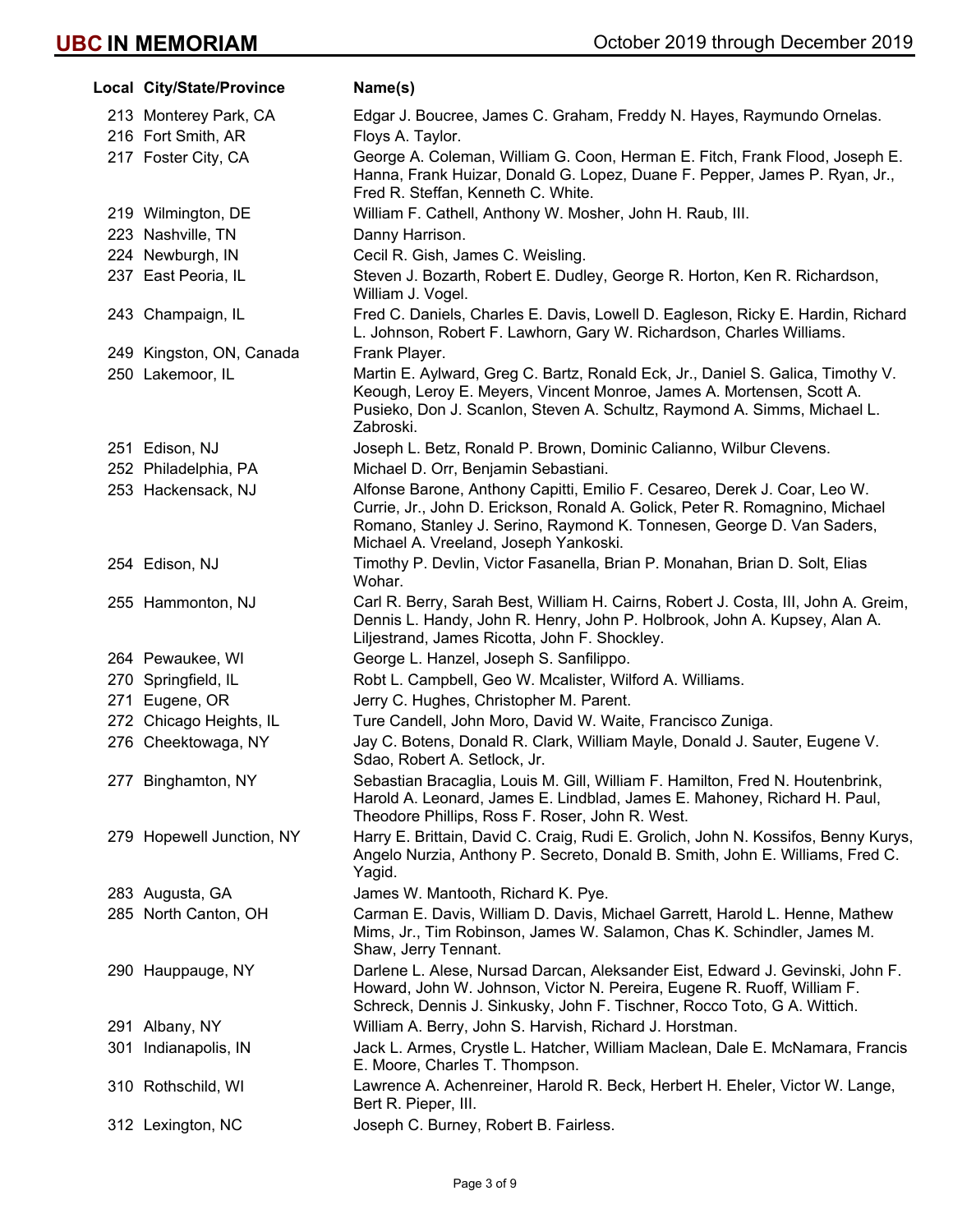| Local | City/State/Province | Name(s) |
|---|---|---|
| 213 | Monterey Park, CA | Edgar J. Boucree, James C. Graham, Freddy N. Hayes, Raymundo Ornelas. |
| 216 | Fort Smith, AR | Floys A. Taylor. |
| 217 | Foster City, CA | George A. Coleman, William G. Coon, Herman E. Fitch, Frank Flood, Joseph E. Hanna, Frank Huizar, Donald G. Lopez, Duane F. Pepper, James P. Ryan, Jr., Fred R. Steffan, Kenneth C. White. |
| 219 | Wilmington, DE | William F. Cathell, Anthony W. Mosher, John H. Raub, III. |
| 223 | Nashville, TN | Danny Harrison. |
| 224 | Newburgh, IN | Cecil R. Gish, James C. Weisling. |
| 237 | East Peoria, IL | Steven J. Bozarth, Robert E. Dudley, George R. Horton, Ken R. Richardson, William J. Vogel. |
| 243 | Champaign, IL | Fred C. Daniels, Charles E. Davis, Lowell D. Eagleson, Ricky E. Hardin, Richard L. Johnson, Robert F. Lawhorn, Gary W. Richardson, Charles Williams. |
| 249 | Kingston, ON, Canada | Frank Player. |
| 250 | Lakemoor, IL | Martin E. Aylward, Greg C. Bartz, Ronald Eck, Jr., Daniel S. Galica, Timothy V. Keough, Leroy E. Meyers, Vincent Monroe, James A. Mortensen, Scott A. Pusieko, Don J. Scanlon, Steven A. Schultz, Raymond A. Simms, Michael L. Zabroski. |
| 251 | Edison, NJ | Joseph L. Betz, Ronald P. Brown, Dominic Calianno, Wilbur Clevens. |
| 252 | Philadelphia, PA | Michael D. Orr, Benjamin Sebastiani. |
| 253 | Hackensack, NJ | Alfonse Barone, Anthony Capitti, Emilio F. Cesareo, Derek J. Coar, Leo W. Currie, Jr., John D. Erickson, Ronald A. Golick, Peter R. Romagnino, Michael Romano, Stanley J. Serino, Raymond K. Tonnesen, George D. Van Saders, Michael A. Vreeland, Joseph Yankoski. |
| 254 | Edison, NJ | Timothy P. Devlin, Victor Fasanella, Brian P. Monahan, Brian D. Solt, Elias Wohar. |
| 255 | Hammonton, NJ | Carl R. Berry, Sarah Best, William H. Cairns, Robert J. Costa, III, John A. Greim, Dennis L. Handy, John R. Henry, John P. Holbrook, John A. Kupsey, Alan A. Liljestrand, James Ricotta, John F. Shockley. |
| 264 | Pewaukee, WI | George L. Hanzel, Joseph S. Sanfilippo. |
| 270 | Springfield, IL | Robt L. Campbell, Geo W. Mcalister, Wilford A. Williams. |
| 271 | Eugene, OR | Jerry C. Hughes, Christopher M. Parent. |
| 272 | Chicago Heights, IL | Ture Candell, John Moro, David W. Waite, Francisco Zuniga. |
| 276 | Cheektowaga, NY | Jay C. Botens, Donald R. Clark, William Mayle, Donald J. Sauter, Eugene V. Sdao, Robert A. Setlock, Jr. |
| 277 | Binghamton, NY | Sebastian Bracaglia, Louis M. Gill, William F. Hamilton, Fred N. Houtenbrink, Harold A. Leonard, James E. Lindblad, James E. Mahoney, Richard H. Paul, Theodore Phillips, Ross F. Roser, John R. West. |
| 279 | Hopewell Junction, NY | Harry E. Brittain, David C. Craig, Rudi E. Grolich, John N. Kossifos, Benny Kurys, Angelo Nurzia, Anthony P. Secreto, Donald B. Smith, John E. Williams, Fred C. Yagid. |
| 283 | Augusta, GA | James W. Mantooth, Richard K. Pye. |
| 285 | North Canton, OH | Carman E. Davis, William D. Davis, Michael Garrett, Harold L. Henne, Mathew Mims, Jr., Tim Robinson, James W. Salamon, Chas K. Schindler, James M. Shaw, Jerry Tennant. |
| 290 | Hauppauge, NY | Darlene L. Alese, Nursad Darcan, Aleksander Eist, Edward J. Gevinski, John F. Howard, John W. Johnson, Victor N. Pereira, Eugene R. Ruoff, William F. Schreck, Dennis J. Sinkusky, John F. Tischner, Rocco Toto, G A. Wittich. |
| 291 | Albany, NY | William A. Berry, John S. Harvish, Richard J. Horstman. |
| 301 | Indianapolis, IN | Jack L. Armes, Crystle L. Hatcher, William Maclean, Dale E. McNamara, Francis E. Moore, Charles T. Thompson. |
| 310 | Rothschild, WI | Lawrence A. Achenreiner, Harold R. Beck, Herbert H. Eheler, Victor W. Lange, Bert R. Pieper, III. |
| 312 | Lexington, NC | Joseph C. Burney, Robert B. Fairless. |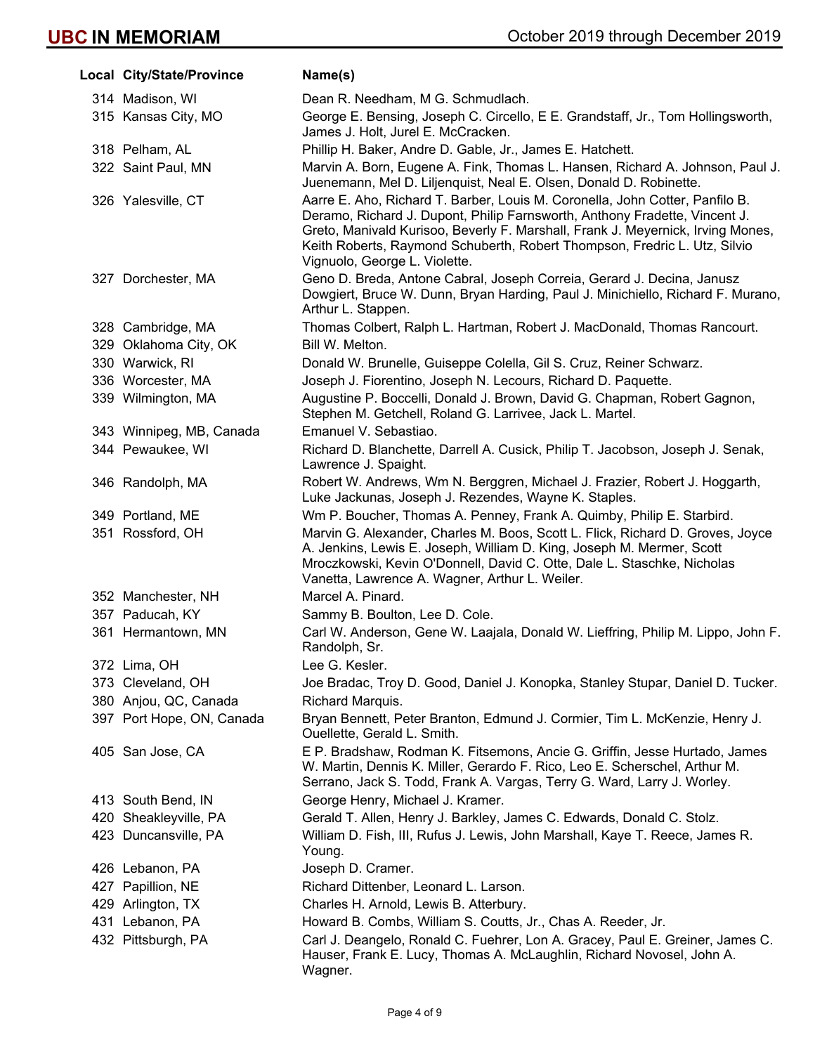| Local | City/State/Province | Name(s) |
|---|---|---|
| 314 | Madison, WI | Dean R. Needham, M G. Schmudlach. |
| 315 | Kansas City, MO | George E. Bensing, Joseph C. Circello, E E. Grandstaff, Jr., Tom Hollingsworth, James J. Holt, Jurel E. McCracken. |
| 318 | Pelham, AL | Phillip H. Baker, Andre D. Gable, Jr., James E. Hatchett. |
| 322 | Saint Paul, MN | Marvin A. Born, Eugene A. Fink, Thomas L. Hansen, Richard A. Johnson, Paul J. Juenemann, Mel D. Liljenquist, Neal E. Olsen, Donald D. Robinette. |
| 326 | Yalesville, CT | Aarre E. Aho, Richard T. Barber, Louis M. Coronella, John Cotter, Panfilo B. Deramo, Richard J. Dupont, Philip Farnsworth, Anthony Fradette, Vincent J. Greto, Manivald Kurisoo, Beverly F. Marshall, Frank J. Meyernick, Irving Mones, Keith Roberts, Raymond Schuberth, Robert Thompson, Fredric L. Utz, Silvio Vignuolo, George L. Violette. |
| 327 | Dorchester, MA | Geno D. Breda, Antone Cabral, Joseph Correia, Gerard J. Decina, Janusz Dowgiert, Bruce W. Dunn, Bryan Harding, Paul J. Minichiello, Richard F. Murano, Arthur L. Stappen. |
| 328 | Cambridge, MA | Thomas Colbert, Ralph L. Hartman, Robert J. MacDonald, Thomas Rancourt. |
| 329 | Oklahoma City, OK | Bill W. Melton. |
| 330 | Warwick, RI | Donald W. Brunelle, Guiseppe Colella, Gil S. Cruz, Reiner Schwarz. |
| 336 | Worcester, MA | Joseph J. Fiorentino, Joseph N. Lecours, Richard D. Paquette. |
| 339 | Wilmington, MA | Augustine P. Boccelli, Donald J. Brown, David G. Chapman, Robert Gagnon, Stephen M. Getchell, Roland G. Larrivee, Jack L. Martel. |
| 343 | Winnipeg, MB, Canada | Emanuel V. Sebastiao. |
| 344 | Pewaukee, WI | Richard D. Blanchette, Darrell A. Cusick, Philip T. Jacobson, Joseph J. Senak, Lawrence J. Spaight. |
| 346 | Randolph, MA | Robert W. Andrews, Wm N. Berggren, Michael J. Frazier, Robert J. Hoggarth, Luke Jackunas, Joseph J. Rezendes, Wayne K. Staples. |
| 349 | Portland, ME | Wm P. Boucher, Thomas A. Penney, Frank A. Quimby, Philip E. Starbird. |
| 351 | Rossford, OH | Marvin G. Alexander, Charles M. Boos, Scott L. Flick, Richard D. Groves, Joyce A. Jenkins, Lewis E. Joseph, William D. King, Joseph M. Mermer, Scott Mroczkowski, Kevin O'Donnell, David C. Otte, Dale L. Staschke, Nicholas Vanetta, Lawrence A. Wagner, Arthur L. Weiler. |
| 352 | Manchester, NH | Marcel A. Pinard. |
| 357 | Paducah, KY | Sammy B. Boulton, Lee D. Cole. |
| 361 | Hermantown, MN | Carl W. Anderson, Gene W. Laajala, Donald W. Lieffring, Philip M. Lippo, John F. Randolph, Sr. |
| 372 | Lima, OH | Lee G. Kesler. |
| 373 | Cleveland, OH | Joe Bradac, Troy D. Good, Daniel J. Konopka, Stanley Stupar, Daniel D. Tucker. |
| 380 | Anjou, QC, Canada | Richard Marquis. |
| 397 | Port Hope, ON, Canada | Bryan Bennett, Peter Branton, Edmund J. Cormier, Tim L. McKenzie, Henry J. Ouellette, Gerald L. Smith. |
| 405 | San Jose, CA | E P. Bradshaw, Rodman K. Fitsemons, Ancie G. Griffin, Jesse Hurtado, James W. Martin, Dennis K. Miller, Gerardo F. Rico, Leo E. Scherschel, Arthur M. Serrano, Jack S. Todd, Frank A. Vargas, Terry G. Ward, Larry J. Worley. |
| 413 | South Bend, IN | George Henry, Michael J. Kramer. |
| 420 | Sheakleyville, PA | Gerald T. Allen, Henry J. Barkley, James C. Edwards, Donald C. Stolz. |
| 423 | Duncansville, PA | William D. Fish, III, Rufus J. Lewis, John Marshall, Kaye T. Reece, James R. Young. |
| 426 | Lebanon, PA | Joseph D. Cramer. |
| 427 | Papillion, NE | Richard Dittenber, Leonard L. Larson. |
| 429 | Arlington, TX | Charles H. Arnold, Lewis B. Atterbury. |
| 431 | Lebanon, PA | Howard B. Combs, William S. Coutts, Jr., Chas A. Reeder, Jr. |
| 432 | Pittsburgh, PA | Carl J. Deangelo, Ronald C. Fuehrer, Lon A. Gracey, Paul E. Greiner, James C. Hauser, Frank E. Lucy, Thomas A. McLaughlin, Richard Novosel, John A. Wagner. |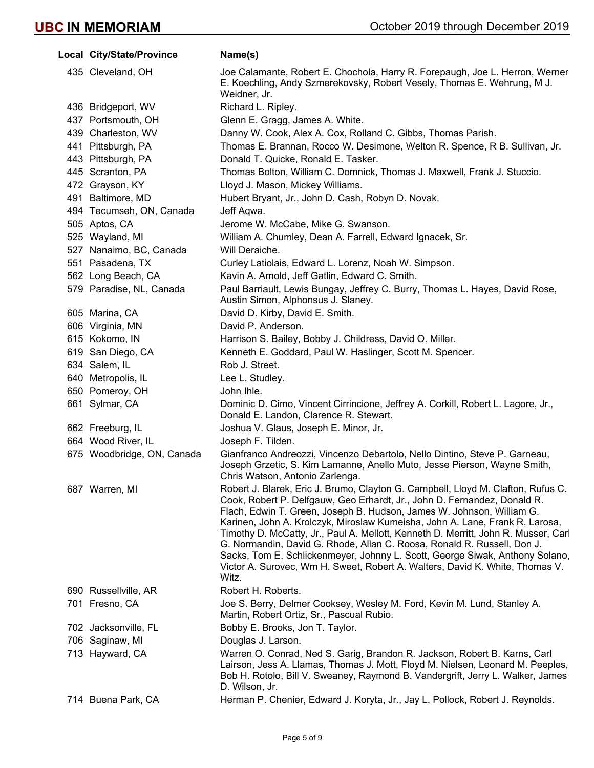| Local | City/State/Province | Name(s) |
|---|---|---|
| 435 | Cleveland, OH | Joe Calamante, Robert E. Chochola, Harry R. Forepaugh, Joe L. Herron, Werner E. Koechling, Andy Szmerekovsky, Robert Vesely, Thomas E. Wehrung, M J. Weidner, Jr. |
| 436 | Bridgeport, WV | Richard L. Ripley. |
| 437 | Portsmouth, OH | Glenn E. Gragg, James A. White. |
| 439 | Charleston, WV | Danny W. Cook, Alex A. Cox, Rolland C. Gibbs, Thomas Parish. |
| 441 | Pittsburgh, PA | Thomas E. Brannan, Rocco W. Desimone, Welton R. Spence, R B. Sullivan, Jr. |
| 443 | Pittsburgh, PA | Donald T. Quicke, Ronald E. Tasker. |
| 445 | Scranton, PA | Thomas Bolton, William C. Domnick, Thomas J. Maxwell, Frank J. Stuccio. |
| 472 | Grayson, KY | Lloyd J. Mason, Mickey Williams. |
| 491 | Baltimore, MD | Hubert Bryant, Jr., John D. Cash, Robyn D. Novak. |
| 494 | Tecumseh, ON, Canada | Jeff Aqwa. |
| 505 | Aptos, CA | Jerome W. McCabe, Mike G. Swanson. |
| 525 | Wayland, MI | William A. Chumley, Dean A. Farrell, Edward Ignacek, Sr. |
| 527 | Nanaimo, BC, Canada | Will Deraiche. |
| 551 | Pasadena, TX | Curley Latiolais, Edward L. Lorenz, Noah W. Simpson. |
| 562 | Long Beach, CA | Kavin A. Arnold, Jeff Gatlin, Edward C. Smith. |
| 579 | Paradise, NL, Canada | Paul Barriault, Lewis Bungay, Jeffrey C. Burry, Thomas L. Hayes, David Rose, Austin Simon, Alphonsus J. Slaney. |
| 605 | Marina, CA | David D. Kirby, David E. Smith. |
| 606 | Virginia, MN | David P. Anderson. |
| 615 | Kokomo, IN | Harrison S. Bailey, Bobby J. Childress, David O. Miller. |
| 619 | San Diego, CA | Kenneth E. Goddard, Paul W. Haslinger, Scott M. Spencer. |
| 634 | Salem, IL | Rob J. Street. |
| 640 | Metropolis, IL | Lee L. Studley. |
| 650 | Pomeroy, OH | John Ihle. |
| 661 | Sylmar, CA | Dominic D. Cimo, Vincent Cirrincione, Jeffrey A. Corkill, Robert L. Lagore, Jr., Donald E. Landon, Clarence R. Stewart. |
| 662 | Freeburg, IL | Joshua V. Glaus, Joseph E. Minor, Jr. |
| 664 | Wood River, IL | Joseph F. Tilden. |
| 675 | Woodbridge, ON, Canada | Gianfranco Andreozzi, Vincenzo Debartolo, Nello Dintino, Steve P. Garneau, Joseph Grzetic, S. Kim Lamanne, Anello Muto, Jesse Pierson, Wayne Smith, Chris Watson, Antonio Zarlenga. |
| 687 | Warren, MI | Robert J. Blarek, Eric J. Brumo, Clayton G. Campbell, Lloyd M. Clafton, Rufus C. Cook, Robert P. Delfgauw, Geo Erhardt, Jr., John D. Fernandez, Donald R. Flach, Edwin T. Green, Joseph B. Hudson, James W. Johnson, William G. Karinen, John A. Krolczyk, Miroslaw Kumeisha, John A. Lane, Frank R. Larosa, Timothy D. McCatty, Jr., Paul A. Mellott, Kenneth D. Merritt, John R. Musser, Carl G. Normandin, David G. Rhode, Allan C. Roosa, Ronald R. Russell, Don J. Sacks, Tom E. Schlickenmeyer, Johnny L. Scott, George Siwak, Anthony Solano, Victor A. Surovec, Wm H. Sweet, Robert A. Walters, David K. White, Thomas V. Witz. |
| 690 | Russellville, AR | Robert H. Roberts. |
| 701 | Fresno, CA | Joe S. Berry, Delmer Cooksey, Wesley M. Ford, Kevin M. Lund, Stanley A. Martin, Robert Ortiz, Sr., Pascual Rubio. |
| 702 | Jacksonville, FL | Bobby E. Brooks, Jon T. Taylor. |
| 706 | Saginaw, MI | Douglas J. Larson. |
| 713 | Hayward, CA | Warren O. Conrad, Ned S. Garig, Brandon R. Jackson, Robert B. Karns, Carl Lairson, Jess A. Llamas, Thomas J. Mott, Floyd M. Nielsen, Leonard M. Peeples, Bob H. Rotolo, Bill V. Sweaney, Raymond B. Vandergrift, Jerry L. Walker, James D. Wilson, Jr. |
| 714 | Buena Park, CA | Herman P. Chenier, Edward J. Koryta, Jr., Jay L. Pollock, Robert J. Reynolds. |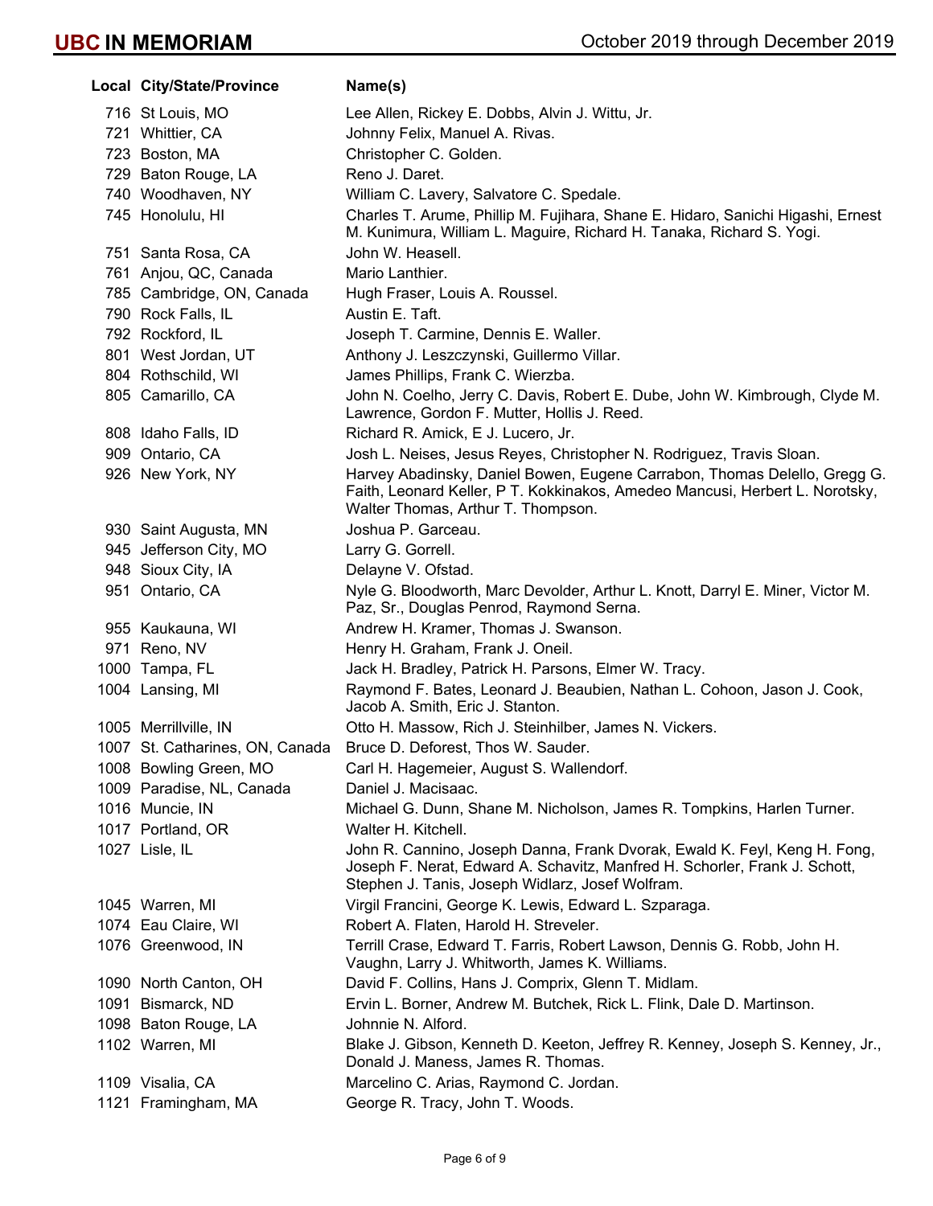# UBC IN MEMORIAM

October 2019 through December 2019

| Local | City/State/Province | Name(s) |
| --- | --- | --- |
| 716 | St Louis, MO | Lee Allen, Rickey E. Dobbs, Alvin J. Wittu, Jr. |
| 721 | Whittier, CA | Johnny Felix, Manuel A. Rivas. |
| 723 | Boston, MA | Christopher C. Golden. |
| 729 | Baton Rouge, LA | Reno J. Daret. |
| 740 | Woodhaven, NY | William C. Lavery, Salvatore C. Spedale. |
| 745 | Honolulu, HI | Charles T. Arume, Phillip M. Fujihara, Shane E. Hidaro, Sanichi Higashi, Ernest M. Kunimura, William L. Maguire, Richard H. Tanaka, Richard S. Yogi. |
| 751 | Santa Rosa, CA | John W. Heasell. |
| 761 | Anjou, QC, Canada | Mario Lanthier. |
| 785 | Cambridge, ON, Canada | Hugh Fraser, Louis A. Roussel. |
| 790 | Rock Falls, IL | Austin E. Taft. |
| 792 | Rockford, IL | Joseph T. Carmine, Dennis E. Waller. |
| 801 | West Jordan, UT | Anthony J. Leszczynski, Guillermo Villar. |
| 804 | Rothschild, WI | James Phillips, Frank C. Wierzba. |
| 805 | Camarillo, CA | John N. Coelho, Jerry C. Davis, Robert E. Dube, John W. Kimbrough, Clyde M. Lawrence, Gordon F. Mutter, Hollis J. Reed. |
| 808 | Idaho Falls, ID | Richard R. Amick, E J. Lucero, Jr. |
| 909 | Ontario, CA | Josh L. Neises, Jesus Reyes, Christopher N. Rodriguez, Travis Sloan. |
| 926 | New York, NY | Harvey Abadinsky, Daniel Bowen, Eugene Carrabon, Thomas Delello, Gregg G. Faith, Leonard Keller, P T. Kokkinakos, Amedeo Mancusi, Herbert L. Norotsky, Walter Thomas, Arthur T. Thompson. |
| 930 | Saint Augusta, MN | Joshua P. Garceau. |
| 945 | Jefferson City, MO | Larry G. Gorrell. |
| 948 | Sioux City, IA | Delayne V. Ofstad. |
| 951 | Ontario, CA | Nyle G. Bloodworth, Marc Devolder, Arthur L. Knott, Darryl E. Miner, Victor M. Paz, Sr., Douglas Penrod, Raymond Serna. |
| 955 | Kaukauna, WI | Andrew H. Kramer, Thomas J. Swanson. |
| 971 | Reno, NV | Henry H. Graham, Frank J. Oneil. |
| 1000 | Tampa, FL | Jack H. Bradley, Patrick H. Parsons, Elmer W. Tracy. |
| 1004 | Lansing, MI | Raymond F. Bates, Leonard J. Beaubien, Nathan L. Cohoon, Jason J. Cook, Jacob A. Smith, Eric J. Stanton. |
| 1005 | Merrillville, IN | Otto H. Massow, Rich J. Steinhilber, James N. Vickers. |
| 1007 | St. Catharines, ON, Canada | Bruce D. Deforest, Thos W. Sauder. |
| 1008 | Bowling Green, MO | Carl H. Hagemeier, August S. Wallendorf. |
| 1009 | Paradise, NL, Canada | Daniel J. Macisaac. |
| 1016 | Muncie, IN | Michael G. Dunn, Shane M. Nicholson, James R. Tompkins, Harlen Turner. |
| 1017 | Portland, OR | Walter H. Kitchell. |
| 1027 | Lisle, IL | John R. Cannino, Joseph Danna, Frank Dvorak, Ewald K. Feyl, Keng H. Fong, Joseph F. Nerat, Edward A. Schavitz, Manfred H. Schorler, Frank J. Schott, Stephen J. Tanis, Joseph Widlarz, Josef Wolfram. |
| 1045 | Warren, MI | Virgil Francini, George K. Lewis, Edward L. Szparaga. |
| 1074 | Eau Claire, WI | Robert A. Flaten, Harold H. Streveler. |
| 1076 | Greenwood, IN | Terrill Crase, Edward T. Farris, Robert Lawson, Dennis G. Robb, John H. Vaughn, Larry J. Whitworth, James K. Williams. |
| 1090 | North Canton, OH | David F. Collins, Hans J. Comprix, Glenn T. Midlam. |
| 1091 | Bismarck, ND | Ervin L. Borner, Andrew M. Butchek, Rick L. Flink, Dale D. Martinson. |
| 1098 | Baton Rouge, LA | Johnnie N. Alford. |
| 1102 | Warren, MI | Blake J. Gibson, Kenneth D. Keeton, Jeffrey R. Kenney, Joseph S. Kenney, Jr., Donald J. Maness, James R. Thomas. |
| 1109 | Visalia, CA | Marcelino C. Arias, Raymond C. Jordan. |
| 1121 | Framingham, MA | George R. Tracy, John T. Woods. |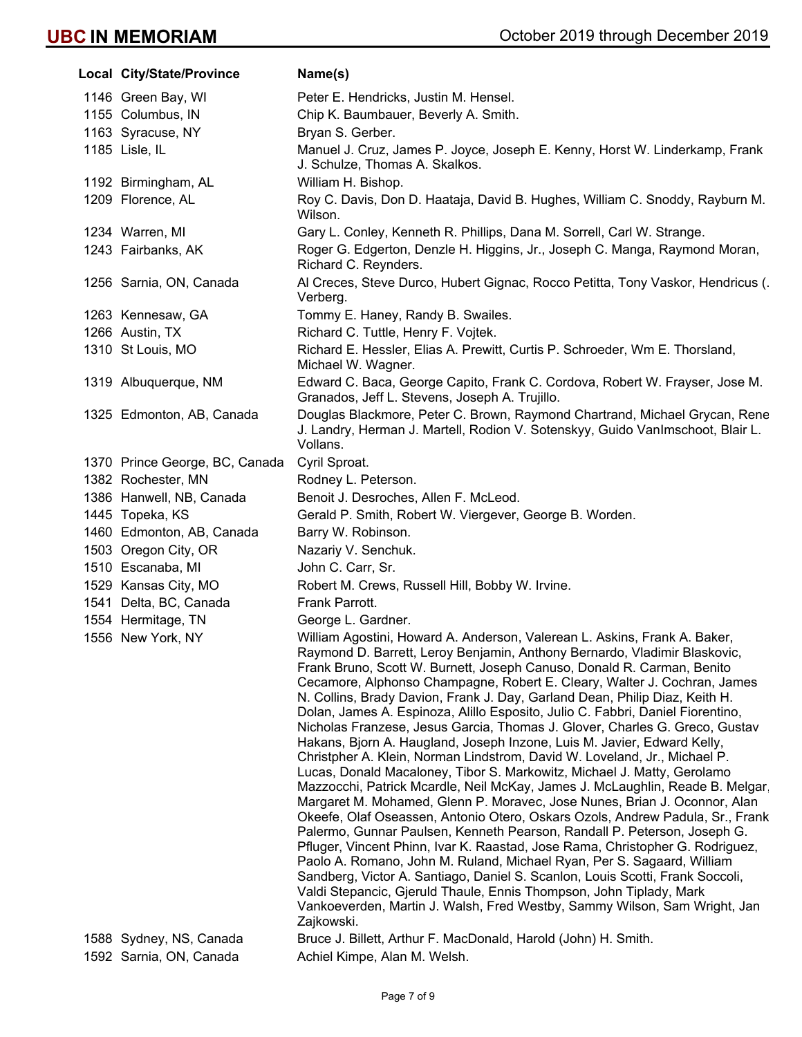| Local | City/State/Province | Name(s) |
|---|---|---|
| 1146 | Green Bay, WI | Peter E. Hendricks, Justin M. Hensel. |
| 1155 | Columbus, IN | Chip K. Baumbauer, Beverly A. Smith. |
| 1163 | Syracuse, NY | Bryan S. Gerber. |
| 1185 | Lisle, IL | Manuel J. Cruz, James P. Joyce, Joseph E. Kenny, Horst W. Linderkamp, Frank J. Schulze, Thomas A. Skalkos. |
| 1192 | Birmingham, AL | William H. Bishop. |
| 1209 | Florence, AL | Roy C. Davis, Don D. Haataja, David B. Hughes, William C. Snoddy, Rayburn M. Wilson. |
| 1234 | Warren, MI | Gary L. Conley, Kenneth R. Phillips, Dana M. Sorrell, Carl W. Strange. |
| 1243 | Fairbanks, AK | Roger G. Edgerton, Denzle H. Higgins, Jr., Joseph C. Manga, Raymond Moran, Richard C. Reynders. |
| 1256 | Sarnia, ON, Canada | Al Creces, Steve Durco, Hubert Gignac, Rocco Petitta, Tony Vaskor, Hendricus (. Verberg. |
| 1263 | Kennesaw, GA | Tommy E. Haney, Randy B. Swailes. |
| 1266 | Austin, TX | Richard C. Tuttle, Henry F. Vojtek. |
| 1310 | St Louis, MO | Richard E. Hessler, Elias A. Prewitt, Curtis P. Schroeder, Wm E. Thorsland, Michael W. Wagner. |
| 1319 | Albuquerque, NM | Edward C. Baca, George Capito, Frank C. Cordova, Robert W. Frayser, Jose M. Granados, Jeff L. Stevens, Joseph A. Trujillo. |
| 1325 | Edmonton, AB, Canada | Douglas Blackmore, Peter C. Brown, Raymond Chartrand, Michael Grycan, Rene J. Landry, Herman J. Martell, Rodion V. Sotenskyy, Guido VanImschoot, Blair L. Vollans. |
| 1370 | Prince George, BC, Canada | Cyril Sproat. |
| 1382 | Rochester, MN | Rodney L. Peterson. |
| 1386 | Hanwell, NB, Canada | Benoit J. Desroches, Allen F. McLeod. |
| 1445 | Topeka, KS | Gerald P. Smith, Robert W. Viergever, George B. Worden. |
| 1460 | Edmonton, AB, Canada | Barry W. Robinson. |
| 1503 | Oregon City, OR | Nazariy V. Senchuk. |
| 1510 | Escanaba, MI | John C. Carr, Sr. |
| 1529 | Kansas City, MO | Robert M. Crews, Russell Hill, Bobby W. Irvine. |
| 1541 | Delta, BC, Canada | Frank Parrott. |
| 1554 | Hermitage, TN | George L. Gardner. |
| 1556 | New York, NY | William Agostini, Howard A. Anderson, Valerean L. Askins, Frank A. Baker, Raymond D. Barrett, Leroy Benjamin, Anthony Bernardo, Vladimir Blaskovic, Frank Bruno, Scott W. Burnett, Joseph Canuso, Donald R. Carman, Benito Cecamore, Alphonso Champagne, Robert E. Cleary, Walter J. Cochran, James N. Collins, Brady Davion, Frank J. Day, Garland Dean, Philip Diaz, Keith H. Dolan, James A. Espinoza, Alillo Esposito, Julio C. Fabbri, Daniel Fiorentino, Nicholas Franzese, Jesus Garcia, Thomas J. Glover, Charles G. Greco, Gustav Hakans, Bjorn A. Haugland, Joseph Inzone, Luis M. Javier, Edward Kelly, Christpher A. Klein, Norman Lindstrom, David W. Loveland, Jr., Michael P. Lucas, Donald Macaloney, Tibor S. Markowitz, Michael J. Matty, Gerolamo Mazzocchi, Patrick Mcardle, Neil McKay, James J. McLaughlin, Reade B. Melgar, Margaret M. Mohamed, Glenn P. Moravec, Jose Nunes, Brian J. Oconnor, Alan Okeefe, Olaf Oseassen, Antonio Otero, Oskars Ozols, Andrew Padula, Sr., Frank Palermo, Gunnar Paulsen, Kenneth Pearson, Randall P. Peterson, Joseph G. Pfluger, Vincent Phinn, Ivar K. Raastad, Jose Rama, Christopher G. Rodriguez, Paolo A. Romano, John M. Ruland, Michael Ryan, Per S. Sagaard, William Sandberg, Victor A. Santiago, Daniel S. Scanlon, Louis Scotti, Frank Soccoli, Valdi Stepancic, Gjeruld Thaule, Ennis Thompson, John Tiplady, Mark Vankoeverden, Martin J. Walsh, Fred Westby, Sammy Wilson, Sam Wright, Jan Zajkowski. |
| 1588 | Sydney, NS, Canada | Bruce J. Billett, Arthur F. MacDonald, Harold (John) H. Smith. |
| 1592 | Sarnia, ON, Canada | Achiel Kimpe, Alan M. Welsh. |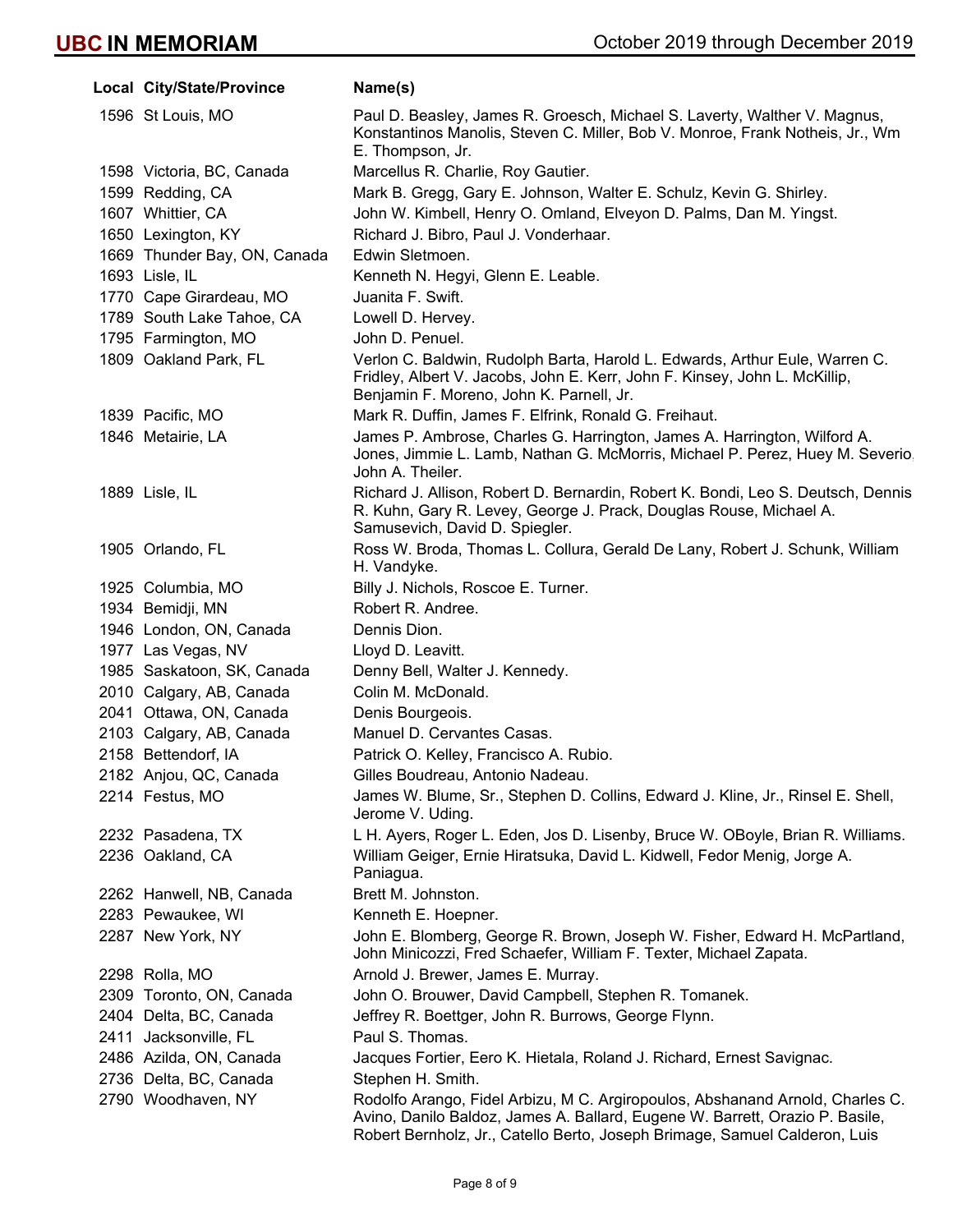| Local | City/State/Province | Name(s) |
|---|---|---|
| 1596 | St Louis, MO | Paul D. Beasley, James R. Groesch, Michael S. Laverty, Walther V. Magnus, Konstantinos Manolis, Steven C. Miller, Bob V. Monroe, Frank Notheis, Jr., Wm E. Thompson, Jr. |
| 1598 | Victoria, BC, Canada | Marcellus R. Charlie, Roy Gautier. |
| 1599 | Redding, CA | Mark B. Gregg, Gary E. Johnson, Walter E. Schulz, Kevin G. Shirley. |
| 1607 | Whittier, CA | John W. Kimbell, Henry O. Omland, Elveyon D. Palms, Dan M. Yingst. |
| 1650 | Lexington, KY | Richard J. Bibro, Paul J. Vonderhaar. |
| 1669 | Thunder Bay, ON, Canada | Edwin Sletmoen. |
| 1693 | Lisle, IL | Kenneth N. Hegyi, Glenn E. Leable. |
| 1770 | Cape Girardeau, MO | Juanita F. Swift. |
| 1789 | South Lake Tahoe, CA | Lowell D. Hervey. |
| 1795 | Farmington, MO | John D. Penuel. |
| 1809 | Oakland Park, FL | Verlon C. Baldwin, Rudolph Barta, Harold L. Edwards, Arthur Eule, Warren C. Fridley, Albert V. Jacobs, John E. Kerr, John F. Kinsey, John L. McKillip, Benjamin F. Moreno, John K. Parnell, Jr. |
| 1839 | Pacific, MO | Mark R. Duffin, James F. Elfrink, Ronald G. Freihaut. |
| 1846 | Metairie, LA | James P. Ambrose, Charles G. Harrington, James A. Harrington, Wilford A. Jones, Jimmie L. Lamb, Nathan G. McMorris, Michael P. Perez, Huey M. Severio, John A. Theiler. |
| 1889 | Lisle, IL | Richard J. Allison, Robert D. Bernardin, Robert K. Bondi, Leo S. Deutsch, Dennis R. Kuhn, Gary R. Levey, George J. Prack, Douglas Rouse, Michael A. Samusevich, David D. Spiegler. |
| 1905 | Orlando, FL | Ross W. Broda, Thomas L. Collura, Gerald De Lany, Robert J. Schunk, William H. Vandyke. |
| 1925 | Columbia, MO | Billy J. Nichols, Roscoe E. Turner. |
| 1934 | Bemidji, MN | Robert R. Andree. |
| 1946 | London, ON, Canada | Dennis Dion. |
| 1977 | Las Vegas, NV | Lloyd D. Leavitt. |
| 1985 | Saskatoon, SK, Canada | Denny Bell, Walter J. Kennedy. |
| 2010 | Calgary, AB, Canada | Colin M. McDonald. |
| 2041 | Ottawa, ON, Canada | Denis Bourgeois. |
| 2103 | Calgary, AB, Canada | Manuel D. Cervantes Casas. |
| 2158 | Bettendorf, IA | Patrick O. Kelley, Francisco A. Rubio. |
| 2182 | Anjou, QC, Canada | Gilles Boudreau, Antonio Nadeau. |
| 2214 | Festus, MO | James W. Blume, Sr., Stephen D. Collins, Edward J. Kline, Jr., Rinsel E. Shell, Jerome V. Uding. |
| 2232 | Pasadena, TX | L H. Ayers, Roger L. Eden, Jos D. Lisenby, Bruce W. OBoyle, Brian R. Williams. |
| 2236 | Oakland, CA | William Geiger, Ernie Hiratsuka, David L. Kidwell, Fedor Menig, Jorge A. Paniagua. |
| 2262 | Hanwell, NB, Canada | Brett M. Johnston. |
| 2283 | Pewaukee, WI | Kenneth E. Hoepner. |
| 2287 | New York, NY | John E. Blomberg, George R. Brown, Joseph W. Fisher, Edward H. McPartland, John Minicozzi, Fred Schaefer, William F. Texter, Michael Zapata. |
| 2298 | Rolla, MO | Arnold J. Brewer, James E. Murray. |
| 2309 | Toronto, ON, Canada | John O. Brouwer, David Campbell, Stephen R. Tomanek. |
| 2404 | Delta, BC, Canada | Jeffrey R. Boettger, John R. Burrows, George Flynn. |
| 2411 | Jacksonville, FL | Paul S. Thomas. |
| 2486 | Azilda, ON, Canada | Jacques Fortier, Eero K. Hietala, Roland J. Richard, Ernest Savignac. |
| 2736 | Delta, BC, Canada | Stephen H. Smith. |
| 2790 | Woodhaven, NY | Rodolfo Arango, Fidel Arbizu, M C. Argiropoulos, Abshanand Arnold, Charles C. Avino, Danilo Baldoz, James A. Ballard, Eugene W. Barrett, Orazio P. Basile, Robert Bernholz, Jr., Catello Berto, Joseph Brimage, Samuel Calderon, Luis |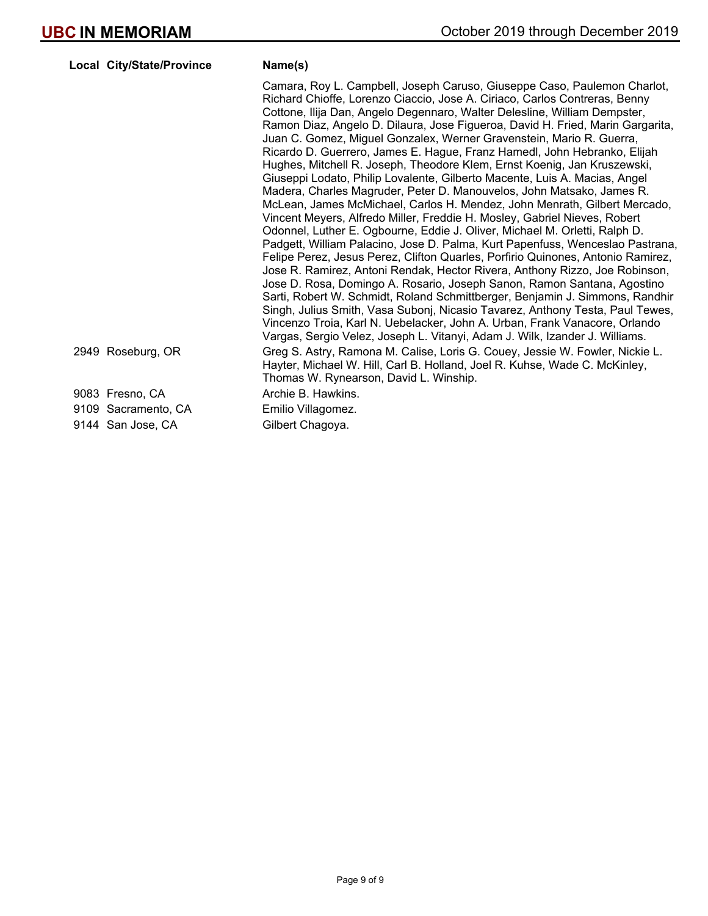| Local | City/State/Province | Name(s) |
|---|---|---|
| | | Camara, Roy L. Campbell, Joseph Caruso, Giuseppe Caso, Paulemon Charlot, Richard Chioffe, Lorenzo Ciaccio, Jose A. Ciriaco, Carlos Contreras, Benny Cottone, Ilija Dan, Angelo Degennaro, Walter Delesline, William Dempster, Ramon Diaz, Angelo D. Dilaura, Jose Figueroa, David H. Fried, Marin Gargarita, Juan C. Gomez, Miguel Gonzalex, Werner Gravenstein, Mario R. Guerra, Ricardo D. Guerrero, James E. Hague, Franz Hamedl, John Hebranko, Elijah Hughes, Mitchell R. Joseph, Theodore Klem, Ernst Koenig, Jan Kruszewski, Giuseppi Lodato, Philip Lovalente, Gilberto Macente, Luis A. Macias, Angel Madera, Charles Magruder, Peter D. Manouvelos, John Matsako, James R. McLean, James McMichael, Carlos H. Mendez, John Menrath, Gilbert Mercado, Vincent Meyers, Alfredo Miller, Freddie H. Mosley, Gabriel Nieves, Robert Odonnel, Luther E. Ogbourne, Eddie J. Oliver, Michael M. Orletti, Ralph D. Padgett, William Palacino, Jose D. Palma, Kurt Papenfuss, Wenceslao Pastrana, Felipe Perez, Jesus Perez, Clifton Quarles, Porfirio Quinones, Antonio Ramirez, Jose R. Ramirez, Antoni Rendak, Hector Rivera, Anthony Rizzo, Joe Robinson, Jose D. Rosa, Domingo A. Rosario, Joseph Sanon, Ramon Santana, Agostino Sarti, Robert W. Schmidt, Roland Schmittberger, Benjamin J. Simmons, Randhir Singh, Julius Smith, Vasa Subonj, Nicasio Tavarez, Anthony Testa, Paul Tewes, Vincenzo Troia, Karl N. Uebelacker, John A. Urban, Frank Vanacore, Orlando Vargas, Sergio Velez, Joseph L. Vitanyi, Adam J. Wilk, Izander J. Williams. |
| 2949 | Roseburg, OR | Greg S. Astry, Ramona M. Calise, Loris G. Couey, Jessie W. Fowler, Nickie L. Hayter, Michael W. Hill, Carl B. Holland, Joel R. Kuhse, Wade C. McKinley, Thomas W. Rynearson, David L. Winship. |
| 9083 | Fresno, CA | Archie B. Hawkins. |
| 9109 | Sacramento, CA | Emilio Villagomez. |
| 9144 | San Jose, CA | Gilbert Chagoya. |